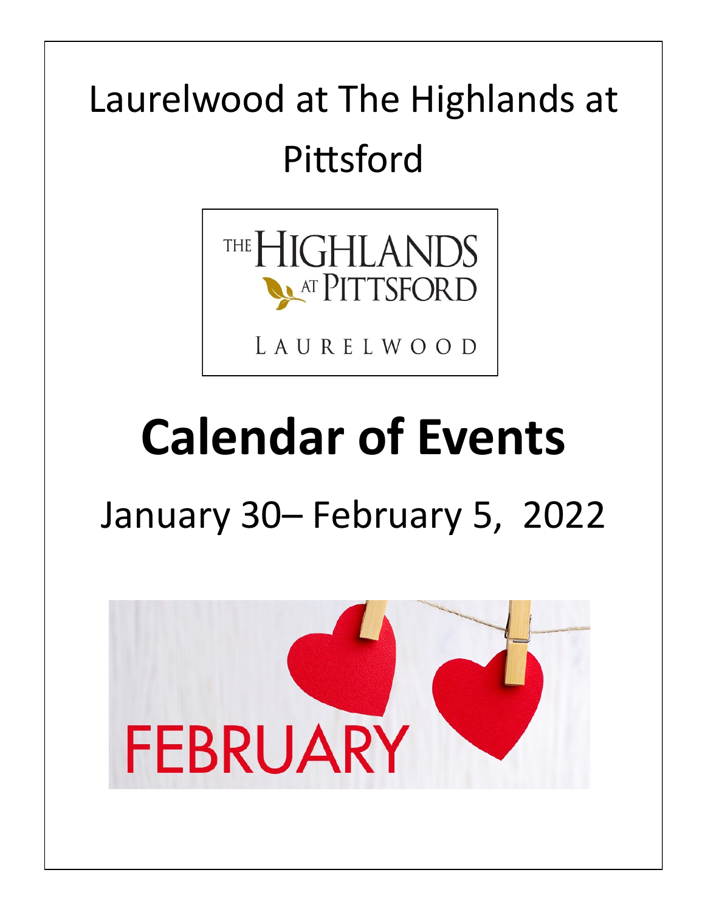# Laurelwood at The Highlands at Pittsford

THE HIGHLANDS AT PITTSFORD

LAURELWOOD

# Calendar of Events

## January 30– February 5, 2022

FEBRUARY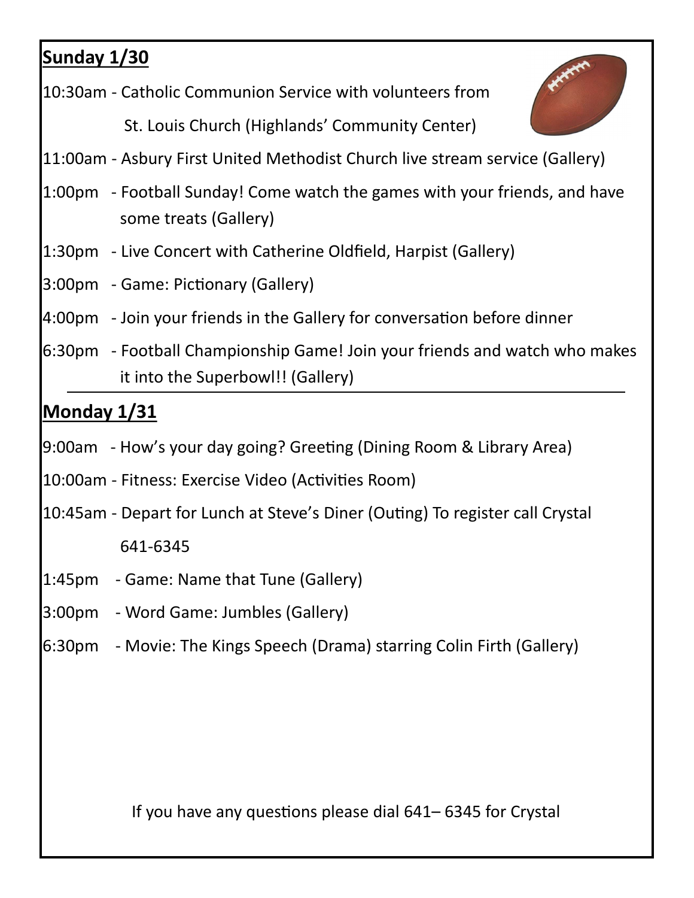**Sunday 1/30**

10:30am - Catholic Communion Service with volunteers from St. Louis Church (Highlands' Community Center)

11:00am - Asbury First United Methodist Church live stream service (Gallery)

1:00pm - Football Sunday! Come watch the games with your friends, and have some treats (Gallery)

1:30pm - Live Concert with Catherine Oldfield, Harpist (Gallery)

3:00pm - Game: Pictionary (Gallery)

4:00pm - Join your friends in the Gallery for conversation before dinner

6:30pm - Football Championship Game! Join your friends and watch who makes it into the Superbowl!! (Gallery)

---

**Monday 1/31**

9:00am - How's your day going? Greeting (Dining Room & Library Area)

10:00am - Fitness: Exercise Video (Activities Room)

10:45am - Depart for Lunch at Steve's Diner (Outing) To register call Crystal 641-6345

1:45pm - Game: Name that Tune (Gallery)

3:00pm - Word Game: Jumbles (Gallery)

6:30pm - Movie: The Kings Speech (Drama) starring Colin Firth (Gallery)

If you have any questions please dial 641– 6345 for Crystal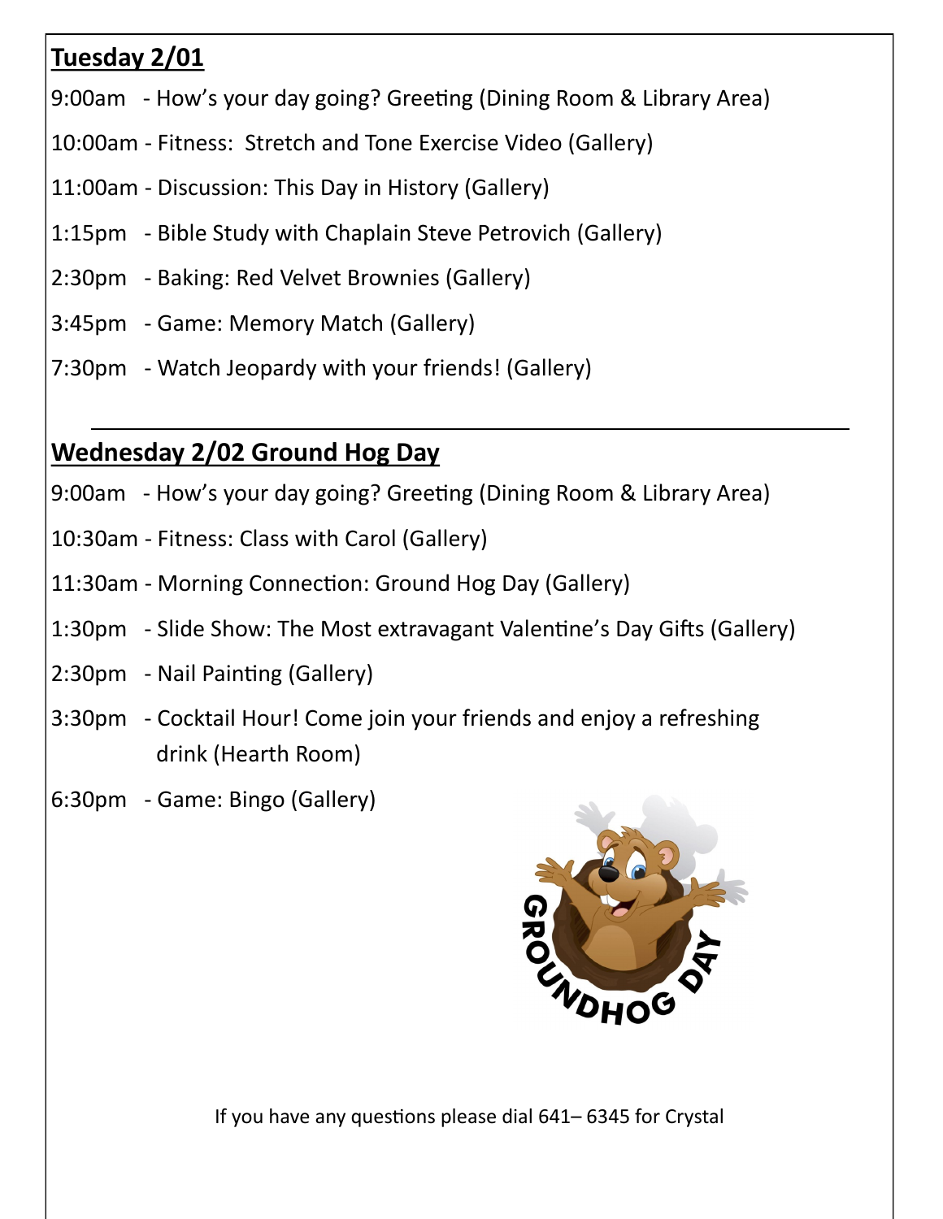## Tuesday 2/01

9:00am - How's your day going? Greeting (Dining Room & Library Area)

10:00am - Fitness: Stretch and Tone Exercise Video (Gallery)

11:00am - Discussion: This Day in History (Gallery)

1:15pm - Bible Study with Chaplain Steve Petrovich (Gallery)

2:30pm - Baking: Red Velvet Brownies (Gallery)

3:45pm - Game: Memory Match (Gallery)

7:30pm - Watch Jeopardy with your friends! (Gallery)

---

## Wednesday 2/02 Ground Hog Day

9:00am - How's your day going? Greeting (Dining Room & Library Area)

10:30am - Fitness: Class with Carol (Gallery)

11:30am - Morning Connection: Ground Hog Day (Gallery)

1:30pm - Slide Show: The Most extravagant Valentine's Day Gifts (Gallery)

2:30pm - Nail Painting (Gallery)

3:30pm - Cocktail Hour! Come join your friends and enjoy a refreshing drink (Hearth Room)

6:30pm - Game: Bingo (Gallery)

If you have any questions please dial 641– 6345 for Crystal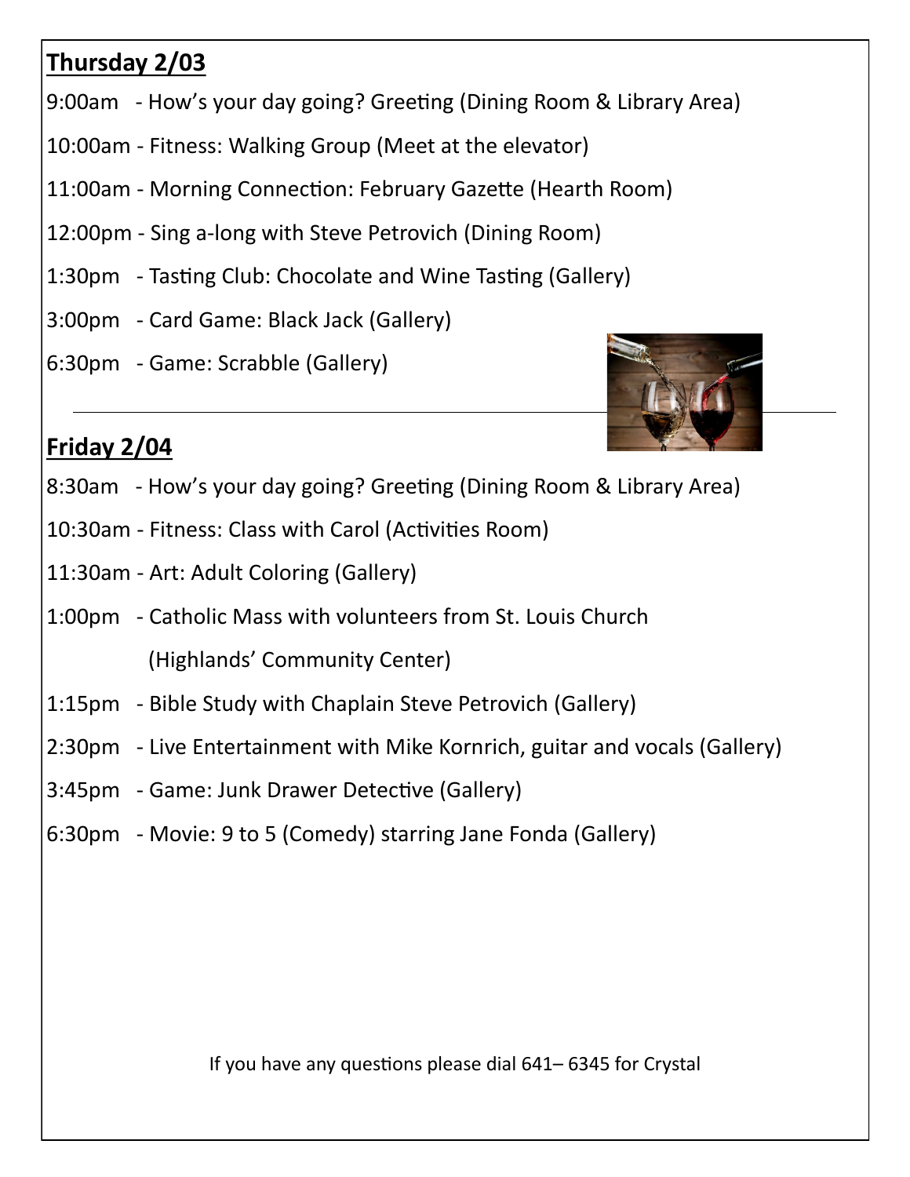## Thursday 2/03

9:00am - How's your day going? Greeting (Dining Room & Library Area)

10:00am - Fitness: Walking Group (Meet at the elevator)

11:00am - Morning Connection: February Gazette (Hearth Room)

12:00pm - Sing a-long with Steve Petrovich (Dining Room)

1:30pm - Tasting Club: Chocolate and Wine Tasting (Gallery)

3:00pm - Card Game: Black Jack (Gallery)

6:30pm - Game: Scrabble (Gallery)

---

## Friday 2/04

8:30am - How's your day going? Greeting (Dining Room & Library Area)

10:30am - Fitness: Class with Carol (Activities Room)

11:30am - Art: Adult Coloring (Gallery)

1:00pm - Catholic Mass with volunteers from St. Louis Church (Highlands' Community Center)

1:15pm - Bible Study with Chaplain Steve Petrovich (Gallery)

2:30pm - Live Entertainment with Mike Kornrich, guitar and vocals (Gallery)

3:45pm - Game: Junk Drawer Detective (Gallery)

6:30pm - Movie: 9 to 5 (Comedy) starring Jane Fonda (Gallery)

If you have any questions please dial 641– 6345 for Crystal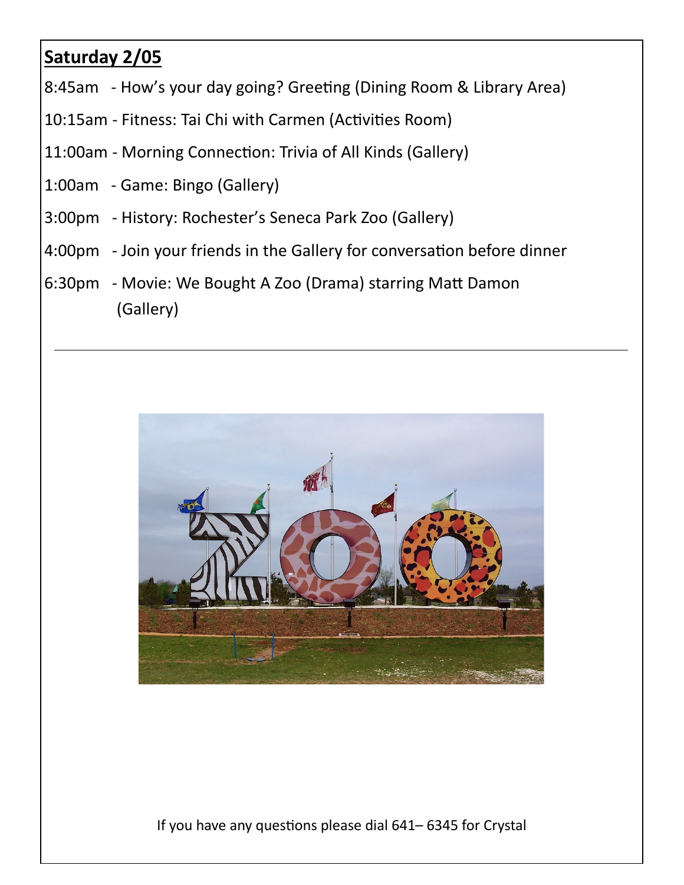**Saturday 2/05**

8:45am - How's your day going? Greeting (Dining Room & Library Area)

10:15am - Fitness: Tai Chi with Carmen (Activities Room)

11:00am - Morning Connection: Trivia of All Kinds (Gallery)

1:00am - Game: Bingo (Gallery)

3:00pm - History: Rochester's Seneca Park Zoo (Gallery)

4:00pm - Join your friends in the Gallery for conversation before dinner

6:30pm - Movie: We Bought A Zoo (Drama) starring Matt Damon (Gallery)

---

If you have any questions please dial 641– 6345 for Crystal